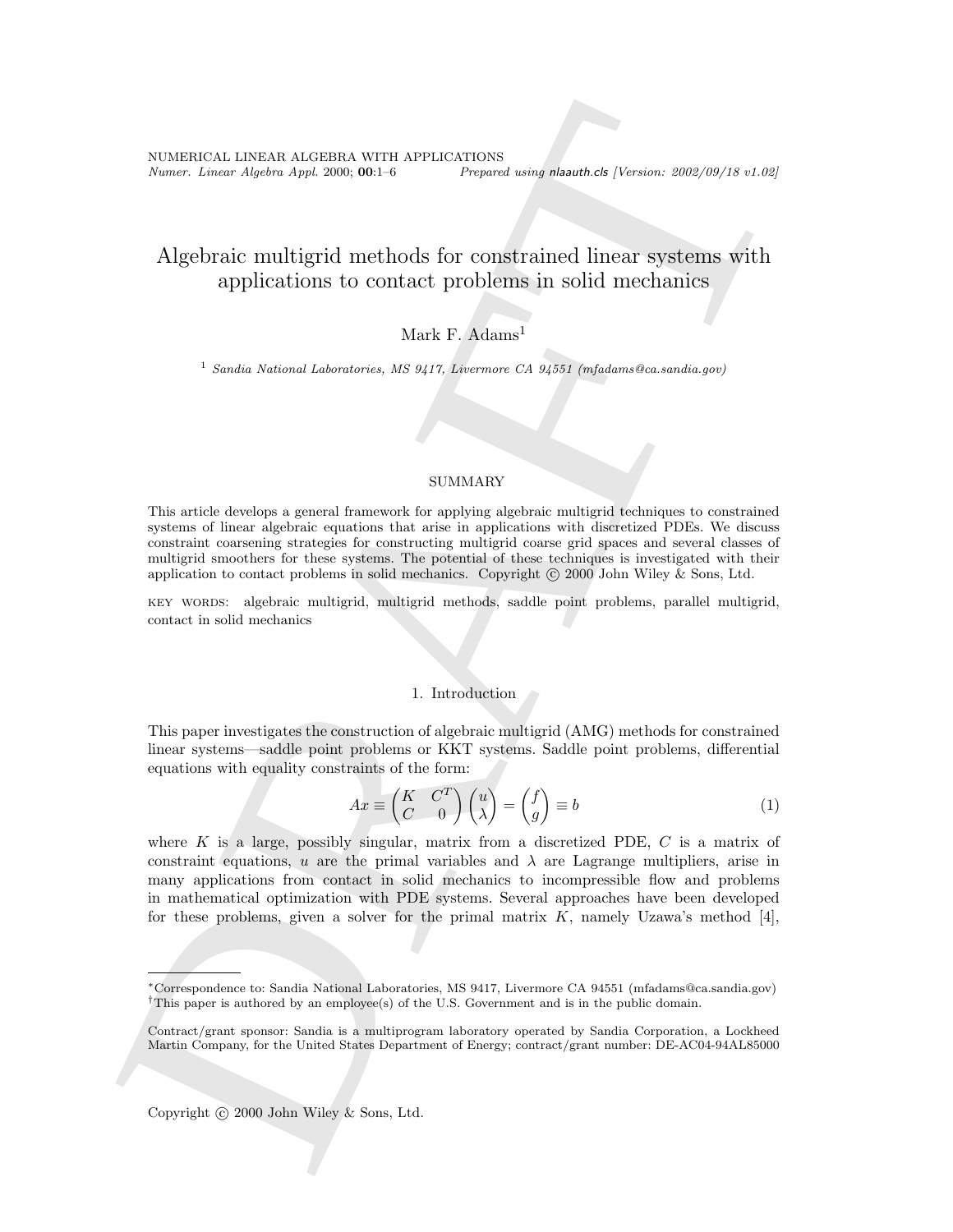# Algebraic multigrid methods for constrained linear systems with applications to contact problems in solid mechanics

Mark F. Adams[1]

[1] *Sandia National Laboratories, MS 9417, Livermore CA 94551 (mfadams@ca.sandia.gov)*

## SUMMARY

This article develops a general framework for applying algebraic multigrid techniques to constrained systems of linear algebraic equations that arise in applications with discretized PDEs. We discuss constraint coarsening strategies for constructing multigrid coarse grid spaces and several classes of multigrid smoothers for these systems. The potential of these techniques is investigated with their application to contact problems in solid mechanics. Copyright © 2000 John Wiley & Sons, Ltd.

KEY WORDS: algebraic multigrid, multigrid methods, saddle point problems, parallel multigrid, contact in solid mechanics

## 1. Introduction

This paper investigates the construction of algebraic multigrid (AMG) methods for constrained linear systems—saddle point problems or KKT systems. Saddle point problems, differential equations with equality constraints of the form:

$$Ax \equiv \begin{pmatrix} K & C^T \\ C & 0 \end{pmatrix} \begin{pmatrix} u \\ \lambda \end{pmatrix} = \begin{pmatrix} f \\ g \end{pmatrix} \equiv b \tag{1}$$

where $K$ is a large, possibly singular, matrix from a discretized PDE, $C$ is a matrix of constraint equations, $u$ are the primal variables and $\lambda$ are Lagrange multipliers, arise in many applications from contact in solid mechanics to incompressible flow and problems in mathematical optimization with PDE systems. Several approaches have been developed for these problems, given a solver for the primal matrix $K$, namely Uzawa's method [4],

---

*Correspondence to: Sandia National Laboratories, MS 9417, Livermore CA 94551 (mfadams@ca.sandia.gov)
†This paper is authored by an employee(s) of the U.S. Government and is in the public domain.

Contract/grant sponsor: Sandia is a multiprogram laboratory operated by Sandia Corporation, a Lockheed Martin Company, for the United States Department of Energy; contract/grant number: DE-AC04-94AL85000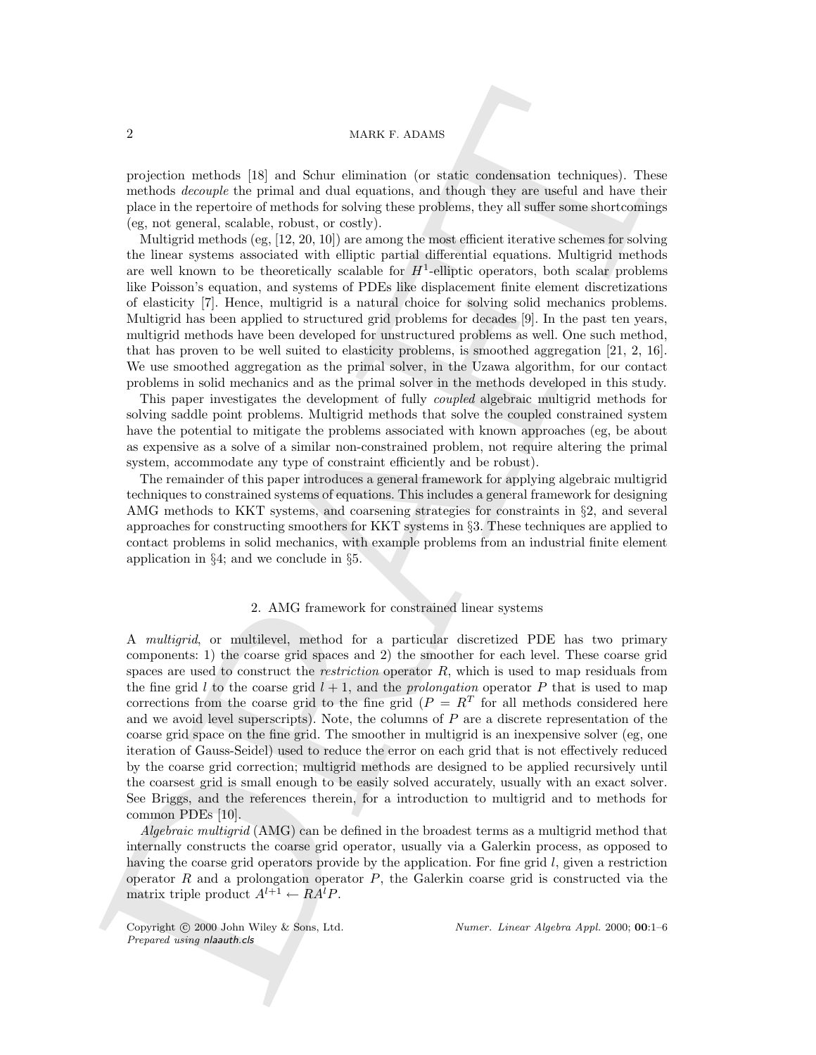projection methods [18] and Schur elimination (or static condensation techniques). These methods *decouple* the primal and dual equations, and though they are useful and have their place in the repertoire of methods for solving these problems, they all suffer some shortcomings (eg, not general, scalable, robust, or costly).

Multigrid methods (eg, [12, 20, 10]) are among the most efficient iterative schemes for solving the linear systems associated with elliptic partial differential equations. Multigrid methods are well known to be theoretically scalable for $H^1$-elliptic operators, both scalar problems like Poisson's equation, and systems of PDEs like displacement finite element discretizations of elasticity [7]. Hence, multigrid is a natural choice for solving solid mechanics problems. Multigrid has been applied to structured grid problems for decades [9]. In the past ten years, multigrid methods have been developed for unstructured problems as well. One such method, that has proven to be well suited to elasticity problems, is smoothed aggregation [21, 2, 16]. We use smoothed aggregation as the primal solver, in the Uzawa algorithm, for our contact problems in solid mechanics and as the primal solver in the methods developed in this study.

This paper investigates the development of fully *coupled* algebraic multigrid methods for solving saddle point problems. Multigrid methods that solve the coupled constrained system have the potential to mitigate the problems associated with known approaches (eg, be about as expensive as a solve of a similar non-constrained problem, not require altering the primal system, accommodate any type of constraint efficiently and be robust).

The remainder of this paper introduces a general framework for applying algebraic multigrid techniques to constrained systems of equations. This includes a general framework for designing AMG methods to KKT systems, and coarsening strategies for constraints in §2, and several approaches for constructing smoothers for KKT systems in §3. These techniques are applied to contact problems in solid mechanics, with example problems from an industrial finite element application in §4; and we conclude in §5.

## 2. AMG framework for constrained linear systems

A *multigrid*, or multilevel, method for a particular discretized PDE has two primary components: 1) the coarse grid spaces and 2) the smoother for each level. These coarse grid spaces are used to construct the *restriction* operator $R$, which is used to map residuals from the fine grid $l$ to the coarse grid $l+1$, and the *prolongation* operator $P$ that is used to map corrections from the coarse grid to the fine grid ($P = R^T$ for all methods considered here and we avoid level superscripts). Note, the columns of $P$ are a discrete representation of the coarse grid space on the fine grid. The smoother in multigrid is an inexpensive solver (eg, one iteration of Gauss-Seidel) used to reduce the error on each grid that is not effectively reduced by the coarse grid correction; multigrid methods are designed to be applied recursively until the coarsest grid is small enough to be easily solved accurately, usually with an exact solver. See Briggs, and the references therein, for a introduction to multigrid and to methods for common PDEs [10].

*Algebraic multigrid* (AMG) can be defined in the broadest terms as a multigrid method that internally constructs the coarse grid operator, usually via a Galerkin process, as opposed to having the coarse grid operators provide by the application. For fine grid $l$, given a restriction operator $R$ and a prolongation operator $P$, the Galerkin coarse grid is constructed via the matrix triple product $A^{l+1} \leftarrow RA^lP$.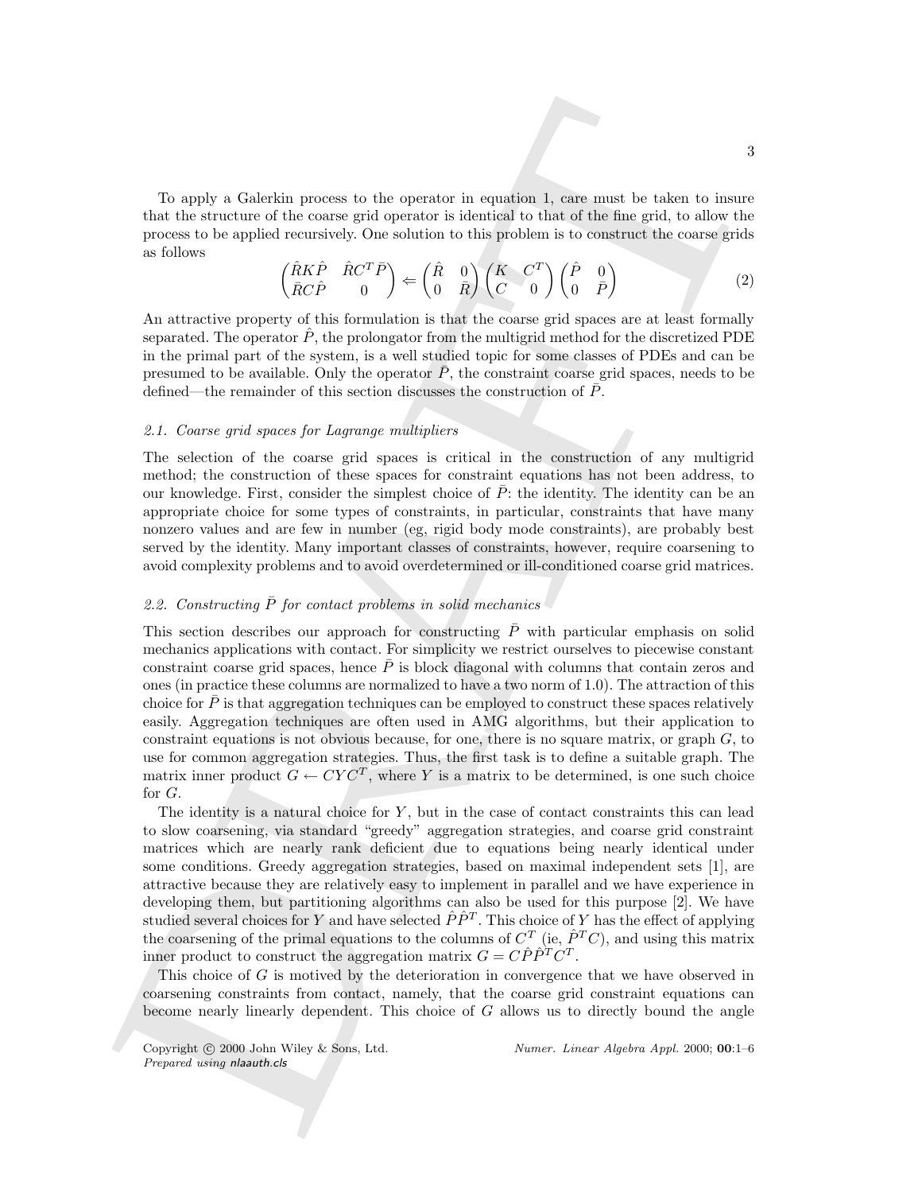To apply a Galerkin process to the operator in equation 1, care must be taken to insure that the structure of the coarse grid operator is identical to that of the fine grid, to allow the process to be applied recursively. One solution to this problem is to construct the coarse grids as follows

$$\begin{pmatrix} \hat{R}K\hat{P} & \hat{R}C^T\bar{P} \\ \bar{R}C\hat{P} & 0 \end{pmatrix} \Leftarrow \begin{pmatrix} \hat{R} & 0 \\ 0 & \bar{R} \end{pmatrix} \begin{pmatrix} K & C^T \\ C & 0 \end{pmatrix} \begin{pmatrix} \hat{P} & 0 \\ 0 & \bar{P} \end{pmatrix} \tag{2}$$

An attractive property of this formulation is that the coarse grid spaces are at least formally separated. The operator $\hat{P}$, the prolongator from the multigrid method for the discretized PDE in the primal part of the system, is a well studied topic for some classes of PDEs and can be presumed to be available. Only the operator $\bar{P}$, the constraint coarse grid spaces, needs to be defined—the remainder of this section discusses the construction of $\bar{P}$.

### 2.1. Coarse grid spaces for Lagrange multipliers

The selection of the coarse grid spaces is critical in the construction of any multigrid method; the construction of these spaces for constraint equations has not been address, to our knowledge. First, consider the simplest choice of $\bar{P}$: the identity. The identity can be an appropriate choice for some types of constraints, in particular, constraints that have many nonzero values and are few in number (eg, rigid body mode constraints), are probably best served by the identity. Many important classes of constraints, however, require coarsening to avoid complexity problems and to avoid overdetermined or ill-conditioned coarse grid matrices.

### 2.2. Constructing $\bar{P}$ for contact problems in solid mechanics

This section describes our approach for constructing $\bar{P}$ with particular emphasis on solid mechanics applications with contact. For simplicity we restrict ourselves to piecewise constant constraint coarse grid spaces, hence $\bar{P}$ is block diagonal with columns that contain zeros and ones (in practice these columns are normalized to have a two norm of 1.0). The attraction of this choice for $\bar{P}$ is that aggregation techniques can be employed to construct these spaces relatively easily. Aggregation techniques are often used in AMG algorithms, but their application to constraint equations is not obvious because, for one, there is no square matrix, or graph $G$, to use for common aggregation strategies. Thus, the first task is to define a suitable graph. The matrix inner product $G \leftarrow CYC^T$, where $Y$ is a matrix to be determined, is one such choice for $G$.

The identity is a natural choice for $Y$, but in the case of contact constraints this can lead to slow coarsening, via standard "greedy" aggregation strategies, and coarse grid constraint matrices which are nearly rank deficient due to equations being nearly identical under some conditions. Greedy aggregation strategies, based on maximal independent sets [1], are attractive because they are relatively easy to implement in parallel and we have experience in developing them, but partitioning algorithms can also be used for this purpose [2]. We have studied several choices for $Y$ and have selected $\hat{P}\hat{P}^T$. This choice of $Y$ has the effect of applying the coarsening of the primal equations to the columns of $C^T$ (ie, $\hat{P}^T C$), and using this matrix inner product to construct the aggregation matrix $G = C\hat{P}\hat{P}^T C^T$.

This choice of $G$ is motived by the deterioration in convergence that we have observed in coarsening constraints from contact, namely, that the coarse grid constraint equations can become nearly linearly dependent. This choice of $G$ allows us to directly bound the angle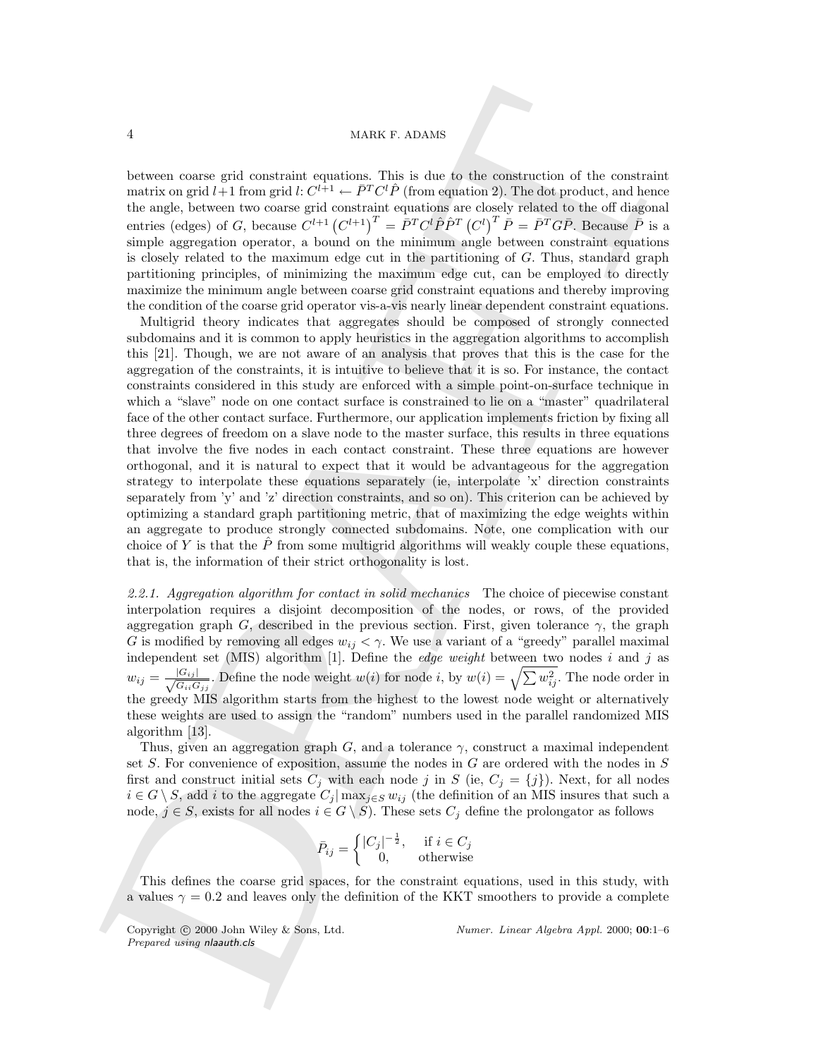between coarse grid constraint equations. This is due to the construction of the constraint matrix on grid $l+1$ from grid $l$: $C^{l+1} \leftarrow \bar{P}^T C^l \hat{P}$ (from equation 2). The dot product, and hence the angle, between two coarse grid constraint equations are closely related to the off diagonal entries (edges) of $G$, because $C^{l+1}\left(C^{l+1}\right)^T = \bar{P}^T C^l \hat{P}\hat{P}^T \left(C^l\right)^T \bar{P} = \bar{P}^T G \bar{P}$. Because $\bar{P}$ is a simple aggregation operator, a bound on the minimum angle between constraint equations is closely related to the maximum edge cut in the partitioning of $G$. Thus, standard graph partitioning principles, of minimizing the maximum edge cut, can be employed to directly maximize the minimum angle between coarse grid constraint equations and thereby improving the condition of the coarse grid operator vis-a-vis nearly linear dependent constraint equations.

Multigrid theory indicates that aggregates should be composed of strongly connected subdomains and it is common to apply heuristics in the aggregation algorithms to accomplish this [21]. Though, we are not aware of an analysis that proves that this is the case for the aggregation of the constraints, it is intuitive to believe that it is so. For instance, the contact constraints considered in this study are enforced with a simple point-on-surface technique in which a "slave" node on one contact surface is constrained to lie on a "master" quadrilateral face of the other contact surface. Furthermore, our application implements friction by fixing all three degrees of freedom on a slave node to the master surface, this results in three equations that involve the five nodes in each contact constraint. These three equations are however orthogonal, and it is natural to expect that it would be advantageous for the aggregation strategy to interpolate these equations separately (ie, interpolate 'x' direction constraints separately from 'y' and 'z' direction constraints, and so on). This criterion can be achieved by optimizing a standard graph partitioning metric, that of maximizing the edge weights within an aggregate to produce strongly connected subdomains. Note, one complication with our choice of $Y$ is that the $\hat{P}$ from some multigrid algorithms will weakly couple these equations, that is, the information of their strict orthogonality is lost.

*2.2.1. Aggregation algorithm for contact in solid mechanics* The choice of piecewise constant interpolation requires a disjoint decomposition of the nodes, or rows, of the provided aggregation graph $G$, described in the previous section. First, given tolerance $\gamma$, the graph $G$ is modified by removing all edges $w_{ij} < \gamma$. We use a variant of a "greedy" parallel maximal independent set (MIS) algorithm [1]. Define the *edge weight* between two nodes $i$ and $j$ as $w_{ij} = \frac{|G_{ij}|}{\sqrt{G_{ii}G_{jj}}}$. Define the node weight $w(i)$ for node $i$, by $w(i) = \sqrt{\sum w_{ij}^2}$. The node order in the greedy MIS algorithm starts from the highest to the lowest node weight or alternatively these weights are used to assign the "random" numbers used in the parallel randomized MIS algorithm [13].

Thus, given an aggregation graph $G$, and a tolerance $\gamma$, construct a maximal independent set $S$. For convenience of exposition, assume the nodes in $G$ are ordered with the nodes in $S$ first and construct initial sets $C_j$ with each node $j$ in $S$ (ie, $C_j = \{j\}$). Next, for all nodes $i \in G \setminus S$, add $i$ to the aggregate $C_j | \max_{j \in S} w_{ij}$ (the definition of an MIS insures that such a node, $j \in S$, exists for all nodes $i \in G \setminus S$). These sets $C_j$ define the prolongator as follows

$$\bar{P}_{ij} = \begin{cases} |C_j|^{-\frac{1}{2}}, & \text{if } i \in C_j \\ 0, & \text{otherwise} \end{cases}$$

This defines the coarse grid spaces, for the constraint equations, used in this study, with a values $\gamma = 0.2$ and leaves only the definition of the KKT smoothers to provide a complete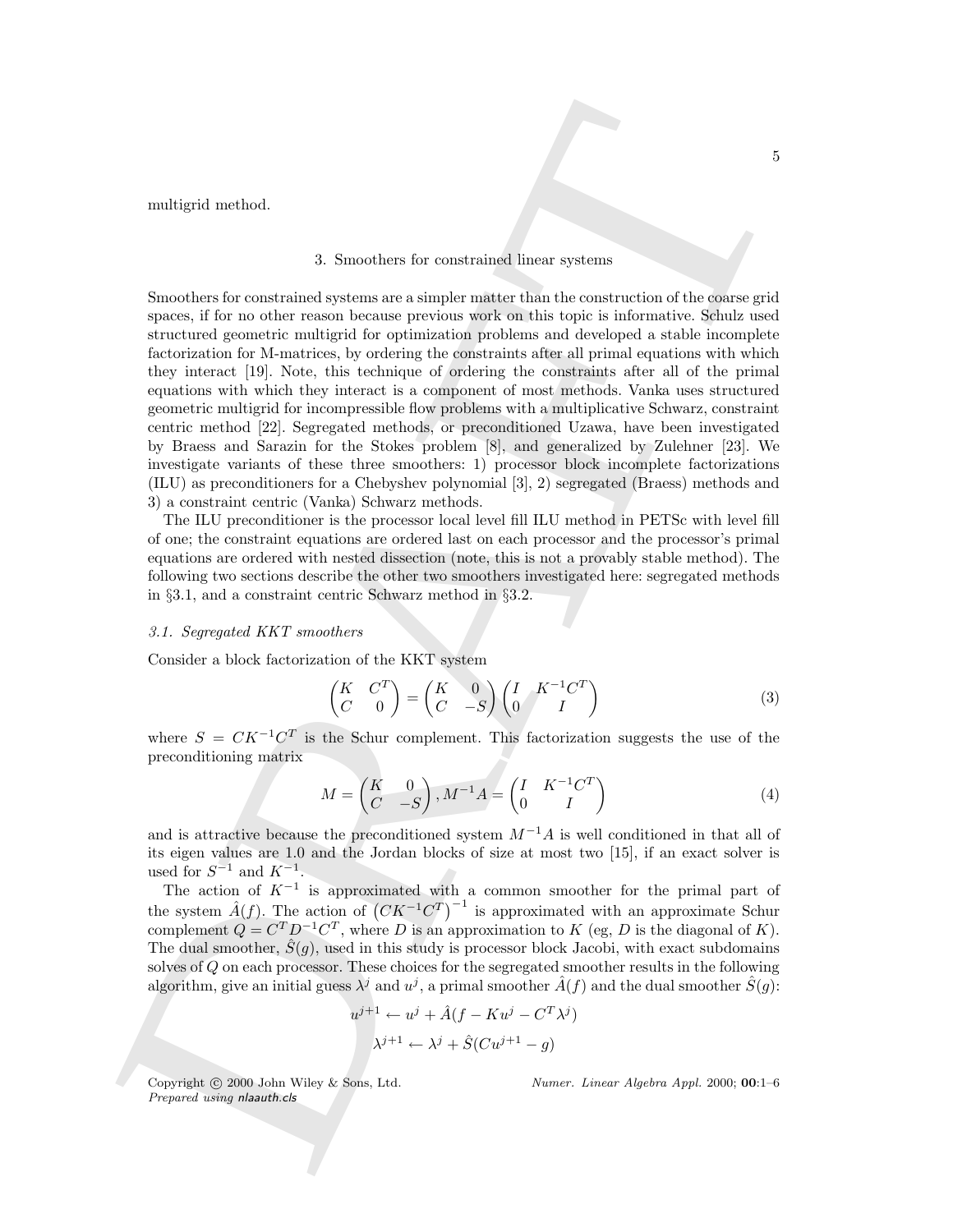multigrid method.

## 3. Smoothers for constrained linear systems

Smoothers for constrained systems are a simpler matter than the construction of the coarse grid spaces, if for no other reason because previous work on this topic is informative. Schulz used structured geometric multigrid for optimization problems and developed a stable incomplete factorization for M-matrices, by ordering the constraints after all primal equations with which they interact [19]. Note, this technique of ordering the constraints after all of the primal equations with which they interact is a component of most methods. Vanka uses structured geometric multigrid for incompressible flow problems with a multiplicative Schwarz, constraint centric method [22]. Segregated methods, or preconditioned Uzawa, have been investigated by Braess and Sarazin for the Stokes problem [8], and generalized by Zulehner [23]. We investigate variants of these three smoothers: 1) processor block incomplete factorizations (ILU) as preconditioners for a Chebyshev polynomial [3], 2) segregated (Braess) methods and 3) a constraint centric (Vanka) Schwarz methods.

The ILU preconditioner is the processor local level fill ILU method in PETSc with level fill of one; the constraint equations are ordered last on each processor and the processor's primal equations are ordered with nested dissection (note, this is not a provably stable method). The following two sections describe the other two smoothers investigated here: segregated methods in §3.1, and a constraint centric Schwarz method in §3.2.

### 3.1. Segregated KKT smoothers

Consider a block factorization of the KKT system

$$\begin{pmatrix} K & C^T \\ C & 0 \end{pmatrix} = \begin{pmatrix} K & 0 \\ C & -S \end{pmatrix} \begin{pmatrix} I & K^{-1}C^T \\ 0 & I \end{pmatrix} \tag{3}$$

where $S = CK^{-1}C^T$ is the Schur complement. This factorization suggests the use of the preconditioning matrix

$$M = \begin{pmatrix} K & 0 \\ C & -S \end{pmatrix}, M^{-1}A = \begin{pmatrix} I & K^{-1}C^T \\ 0 & I \end{pmatrix} \tag{4}$$

and is attractive because the preconditioned system $M^{-1}A$ is well conditioned in that all of its eigen values are 1.0 and the Jordan blocks of size at most two [15], if an exact solver is used for $S^{-1}$ and $K^{-1}$.

The action of $K^{-1}$ is approximated with a common smoother for the primal part of the system $\hat{A}(f)$. The action of $\left(CK^{-1}C^T\right)^{-1}$ is approximated with an approximate Schur complement $Q = C^T D^{-1} C^T$, where $D$ is an approximation to $K$ (eg, $D$ is the diagonal of $K$). The dual smoother, $\hat{S}(g)$, used in this study is processor block Jacobi, with exact subdomains solves of $Q$ on each processor. These choices for the segregated smoother results in the following algorithm, give an initial guess $\lambda^j$ and $u^j$, a primal smoother $\hat{A}(f)$ and the dual smoother $\hat{S}(g)$:

$$u^{j+1} \leftarrow u^j + \hat{A}(f - Ku^j - C^T\lambda^j)$$

$$\lambda^{j+1} \leftarrow \lambda^j + \hat{S}(Cu^{j+1} - g)$$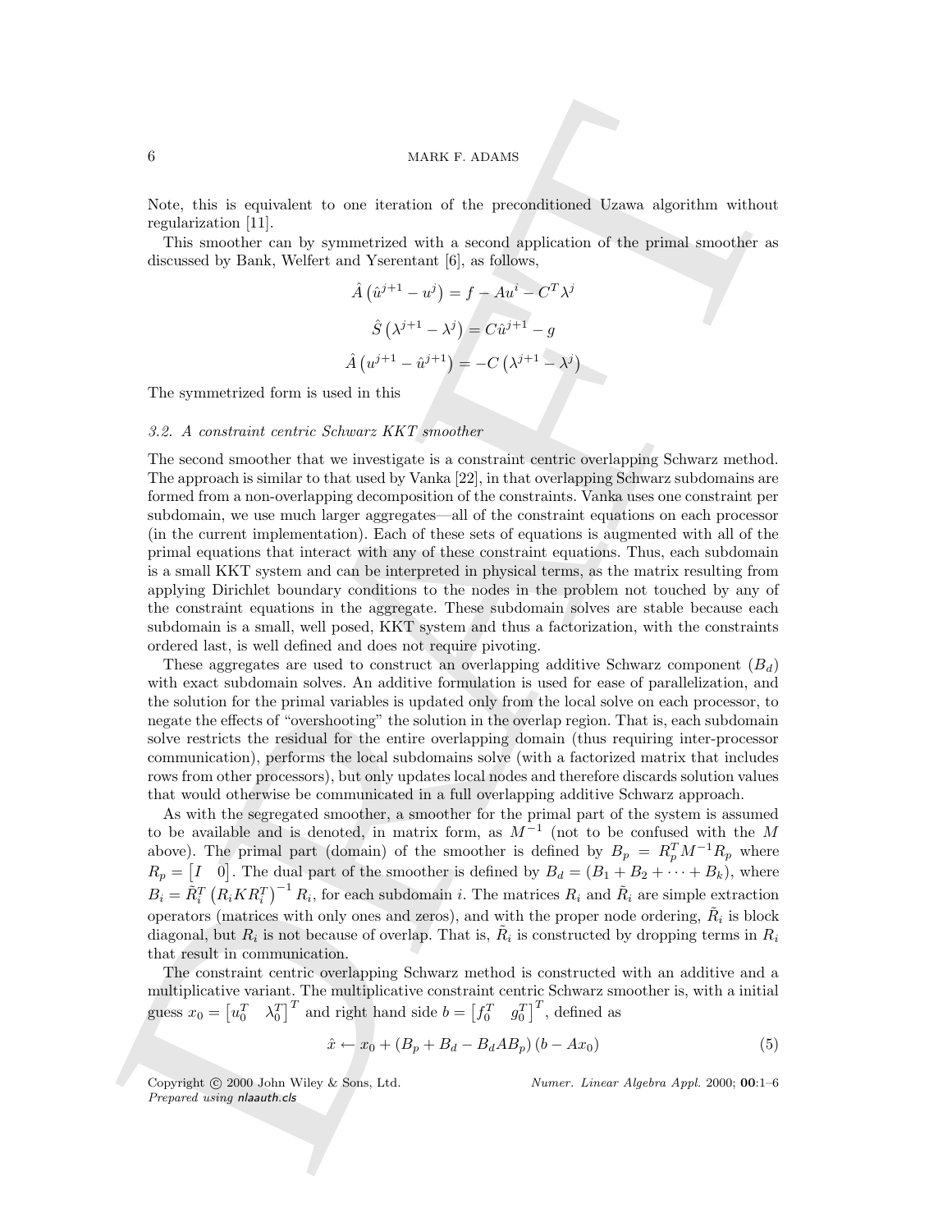Note, this is equivalent to one iteration of the preconditioned Uzawa algorithm without regularization [11].

This smoother can by symmetrized with a second application of the primal smoother as discussed by Bank, Welfert and Yserentant [6], as follows,

$$\hat{A}\left(\hat{u}^{j+1} - u^{j}\right) = f - Au^{i} - C^{T}\lambda^{j}$$

$$\hat{S}\left(\lambda^{j+1} - \lambda^{j}\right) = C\hat{u}^{j+1} - g$$

$$\hat{A}\left(u^{j+1} - \hat{u}^{j+1}\right) = -C\left(\lambda^{j+1} - \lambda^{j}\right)$$

The symmetrized form is used in this

### 3.2. A constraint centric Schwarz KKT smoother

The second smoother that we investigate is a constraint centric overlapping Schwarz method. The approach is similar to that used by Vanka [22], in that overlapping Schwarz subdomains are formed from a non-overlapping decomposition of the constraints. Vanka uses one constraint per subdomain, we use much larger aggregates—all of the constraint equations on each processor (in the current implementation). Each of these sets of equations is augmented with all of the primal equations that interact with any of these constraint equations. Thus, each subdomain is a small KKT system and can be interpreted in physical terms, as the matrix resulting from applying Dirichlet boundary conditions to the nodes in the problem not touched by any of the constraint equations in the aggregate. These subdomain solves are stable because each subdomain is a small, well posed, KKT system and thus a factorization, with the constraints ordered last, is well defined and does not require pivoting.

These aggregates are used to construct an overlapping additive Schwarz component ($B_d$) with exact subdomain solves. An additive formulation is used for ease of parallelization, and the solution for the primal variables is updated only from the local solve on each processor, to negate the effects of "overshooting" the solution in the overlap region. That is, each subdomain solve restricts the residual for the entire overlapping domain (thus requiring inter-processor communication), performs the local subdomains solve (with a factorized matrix that includes rows from other processors), but only updates local nodes and therefore discards solution values that would otherwise be communicated in a full overlapping additive Schwarz approach.

As with the segregated smoother, a smoother for the primal part of the system is assumed to be available and is denoted, in matrix form, as $M^{-1}$ (not to be confused with the $M$ above). The primal part (domain) of the smoother is defined by $B_p = R_p^T M^{-1} R_p$ where $R_p = \begin{bmatrix} I & 0 \end{bmatrix}$. The dual part of the smoother is defined by $B_d = (B_1 + B_2 + \cdots + B_k)$, where $B_i = \tilde{R}_i^T \left(R_i K R_i^T\right)^{-1} R_i$, for each subdomain $i$. The matrices $R_i$ and $\tilde{R}_i$ are simple extraction operators (matrices with only ones and zeros), and with the proper node ordering, $\tilde{R}_i$ is block diagonal, but $R_i$ is not because of overlap. That is, $\tilde{R}_i$ is constructed by dropping terms in $R_i$ that result in communication.

The constraint centric overlapping Schwarz method is constructed with an additive and a multiplicative variant. The multiplicative constraint centric Schwarz smoother is, with a initial guess $x_0 = \begin{bmatrix} u_0^T & \lambda_0^T \end{bmatrix}^T$ and right hand side $b = \begin{bmatrix} f_0^T & g_0^T \end{bmatrix}^T$, defined as

$$\hat{x} \leftarrow x_0 + \left(B_p + B_d - B_d A B_p\right)\left(b - Ax_0\right) \tag{5}$$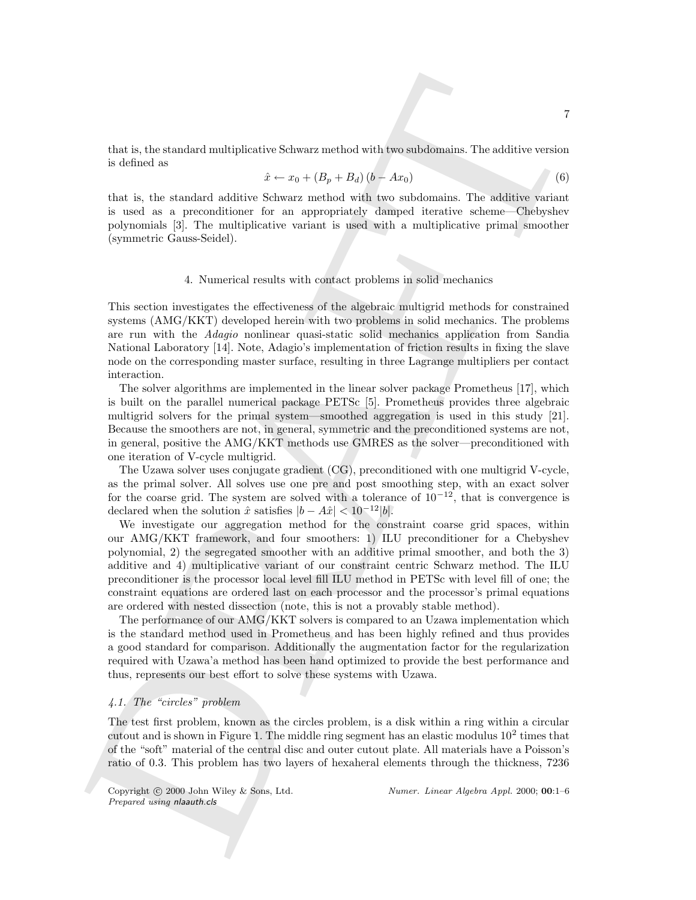that is, the standard multiplicative Schwarz method with two subdomains. The additive version is defined as

$$\hat{x} \leftarrow x_0 + (B_p + B_d)(b - Ax_0) \tag{6}$$

that is, the standard additive Schwarz method with two subdomains. The additive variant is used as a preconditioner for an appropriately damped iterative scheme—Chebyshev polynomials [3]. The multiplicative variant is used with a multiplicative primal smoother (symmetric Gauss-Seidel).

## 4. Numerical results with contact problems in solid mechanics

This section investigates the effectiveness of the algebraic multigrid methods for constrained systems (AMG/KKT) developed herein with two problems in solid mechanics. The problems are run with the *Adagio* nonlinear quasi-static solid mechanics application from Sandia National Laboratory [14]. Note, Adagio's implementation of friction results in fixing the slave node on the corresponding master surface, resulting in three Lagrange multipliers per contact interaction.

The solver algorithms are implemented in the linear solver package Prometheus [17], which is built on the parallel numerical package PETSc [5]. Prometheus provides three algebraic multigrid solvers for the primal system—smoothed aggregation is used in this study [21]. Because the smoothers are not, in general, symmetric and the preconditioned systems are not, in general, positive the AMG/KKT methods use GMRES as the solver—preconditioned with one iteration of V-cycle multigrid.

The Uzawa solver uses conjugate gradient (CG), preconditioned with one multigrid V-cycle, as the primal solver. All solves use one pre and post smoothing step, with an exact solver for the coarse grid. The system are solved with a tolerance of $10^{-12}$, that is convergence is declared when the solution $\hat{x}$ satisfies $|b - A\hat{x}| < 10^{-12}|b|$.

We investigate our aggregation method for the constraint coarse grid spaces, within our AMG/KKT framework, and four smoothers: 1) ILU preconditioner for a Chebyshev polynomial, 2) the segregated smoother with an additive primal smoother, and both the 3) additive and 4) multiplicative variant of our constraint centric Schwarz method. The ILU preconditioner is the processor local level fill ILU method in PETSc with level fill of one; the constraint equations are ordered last on each processor and the processor's primal equations are ordered with nested dissection (note, this is not a provably stable method).

The performance of our AMG/KKT solvers is compared to an Uzawa implementation which is the standard method used in Prometheus and has been highly refined and thus provides a good standard for comparison. Additionally the augmentation factor for the regularization required with Uzawa'a method has been hand optimized to provide the best performance and thus, represents our best effort to solve these systems with Uzawa.

### 4.1. The "circles" problem

The test first problem, known as the circles problem, is a disk within a ring within a circular cutout and is shown in Figure 1. The middle ring segment has an elastic modulus $10^2$ times that of the "soft" material of the central disc and outer cutout plate. All materials have a Poisson's ratio of 0.3. This problem has two layers of hexaheral elements through the thickness, 7236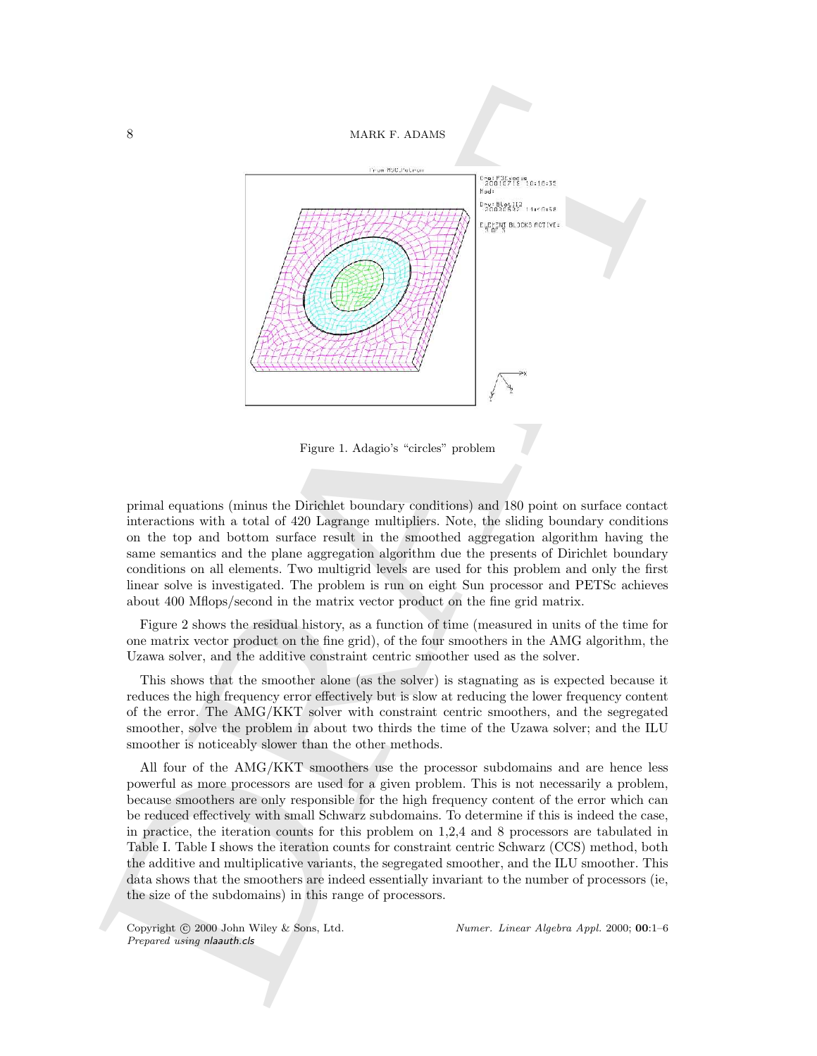Figure 1. Adagio's "circles" problem

primal equations (minus the Dirichlet boundary conditions) and 180 point on surface contact interactions with a total of 420 Lagrange multipliers. Note, the sliding boundary conditions on the top and bottom surface result in the smoothed aggregation algorithm having the same semantics and the plane aggregation algorithm due the presents of Dirichlet boundary conditions on all elements. Two multigrid levels are used for this problem and only the first linear solve is investigated. The problem is run on eight Sun processor and PETSc achieves about 400 Mflops/second in the matrix vector product on the fine grid matrix.

Figure 2 shows the residual history, as a function of time (measured in units of the time for one matrix vector product on the fine grid), of the four smoothers in the AMG algorithm, the Uzawa solver, and the additive constraint centric smoother used as the solver.

This shows that the smoother alone (as the solver) is stagnating as is expected because it reduces the high frequency error effectively but is slow at reducing the lower frequency content of the error. The AMG/KKT solver with constraint centric smoothers, and the segregated smoother, solve the problem in about two thirds the time of the Uzawa solver; and the ILU smoother is noticeably slower than the other methods.

All four of the AMG/KKT smoothers use the processor subdomains and are hence less powerful as more processors are used for a given problem. This is not necessarily a problem, because smoothers are only responsible for the high frequency content of the error which can be reduced effectively with small Schwarz subdomains. To determine if this is indeed the case, in practice, the iteration counts for this problem on 1,2,4 and 8 processors are tabulated in Table I. Table I shows the iteration counts for constraint centric Schwarz (CCS) method, both the additive and multiplicative variants, the segregated smoother, and the ILU smoother. This data shows that the smoothers are indeed essentially invariant to the number of processors (ie, the size of the subdomains) in this range of processors.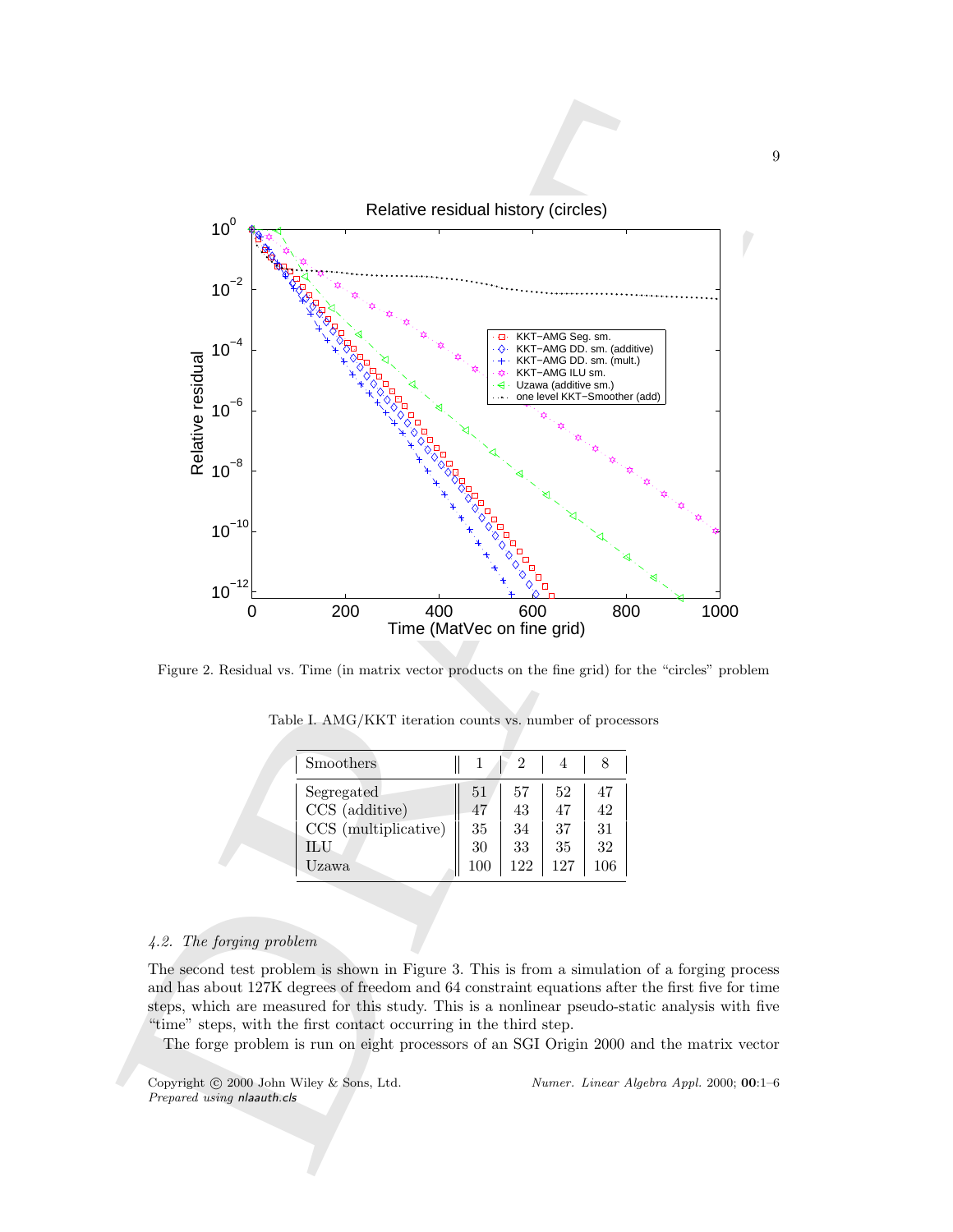Figure 2. Residual vs. Time (in matrix vector products on the fine grid) for the "circles" problem

Table I. AMG/KKT iteration counts vs. number of processors

| Smoothers | 1 | 2 | 4 | 8 |
|---|---|---|---|---|
| Segregated | 51 | 57 | 52 | 47 |
| CCS (additive) | 47 | 43 | 47 | 42 |
| CCS (multiplicative) | 35 | 34 | 37 | 31 |
| ILU | 30 | 33 | 35 | 32 |
| Uzawa | 100 | 122 | 127 | 106 |

### *4.2. The forging problem*

The second test problem is shown in Figure 3. This is from a simulation of a forging process and has about 127K degrees of freedom and 64 constraint equations after the first five for time steps, which are measured for this study. This is a nonlinear pseudo-static analysis with five "time" steps, with the first contact occurring in the third step.

The forge problem is run on eight processors of an SGI Origin 2000 and the matrix vector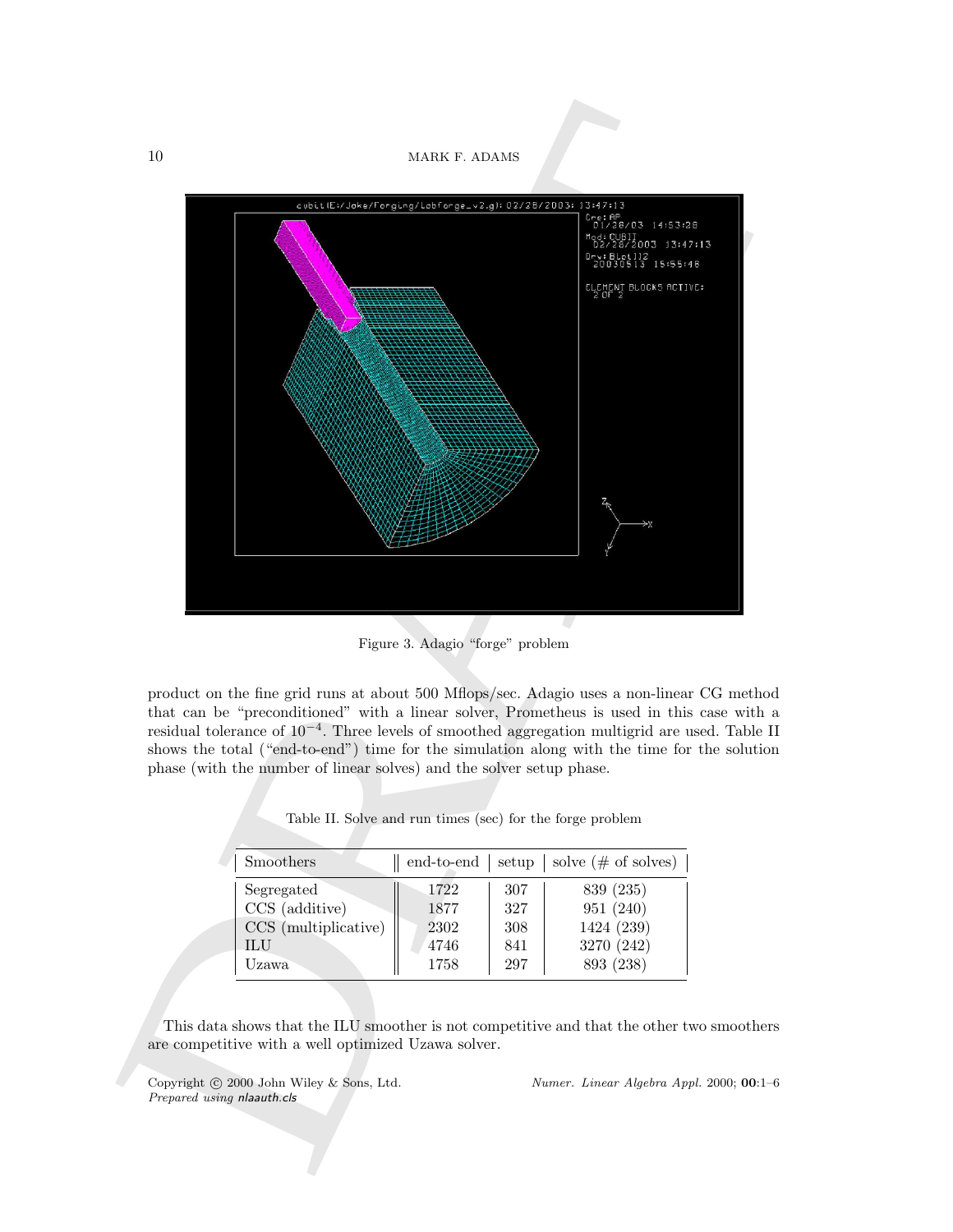Figure 3. Adagio "forge" problem

product on the fine grid runs at about 500 Mflops/sec. Adagio uses a non-linear CG method that can be "preconditioned" with a linear solver, Prometheus is used in this case with a residual tolerance of $10^{-4}$. Three levels of smoothed aggregation multigrid are used. Table II shows the total ("end-to-end") time for the simulation along with the time for the solution phase (with the number of linear solves) and the solver setup phase.

Table II. Solve and run times (sec) for the forge problem

| Smoothers | end-to-end | setup | solve (# of solves) |
|---|---|---|---|
| Segregated | 1722 | 307 | 839 (235) |
| CCS (additive) | 1877 | 327 | 951 (240) |
| CCS (multiplicative) | 2302 | 308 | 1424 (239) |
| ILU | 4746 | 841 | 3270 (242) |
| Uzawa | 1758 | 297 | 893 (238) |

This data shows that the ILU smoother is not competitive and that the other two smoothers are competitive with a well optimized Uzawa solver.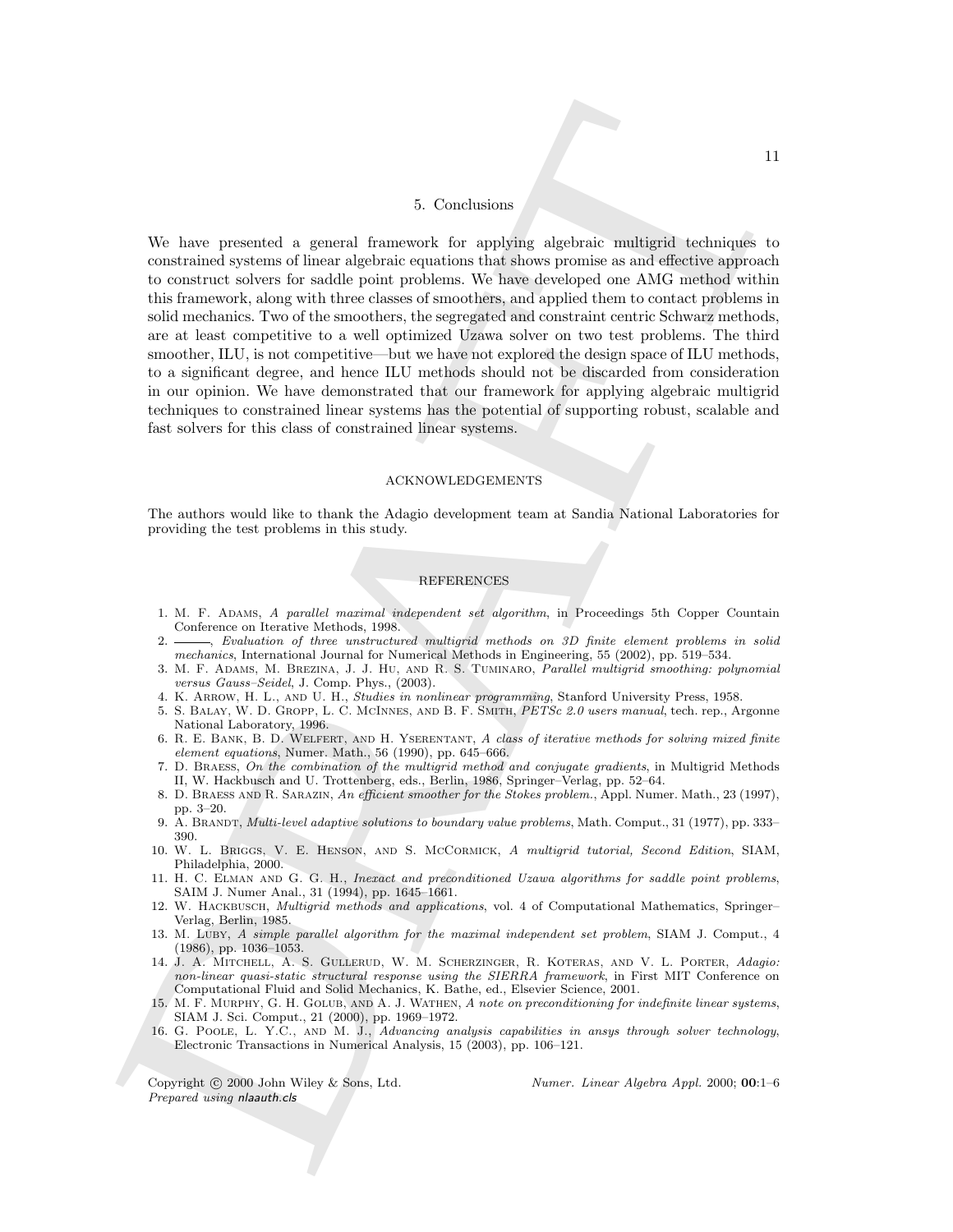## 5. Conclusions

We have presented a general framework for applying algebraic multigrid techniques to constrained systems of linear algebraic equations that shows promise as and effective approach to construct solvers for saddle point problems. We have developed one AMG method within this framework, along with three classes of smoothers, and applied them to contact problems in solid mechanics. Two of the smoothers, the segregated and constraint centric Schwarz methods, are at least competitive to a well optimized Uzawa solver on two test problems. The third smoother, ILU, is not competitive—but we have not explored the design space of ILU methods, to a significant degree, and hence ILU methods should not be discarded from consideration in our opinion. We have demonstrated that our framework for applying algebraic multigrid techniques to constrained linear systems has the potential of supporting robust, scalable and fast solvers for this class of constrained linear systems.

### ACKNOWLEDGEMENTS

The authors would like to thank the Adagio development team at Sandia National Laboratories for providing the test problems in this study.

### REFERENCES

1. M. F. Adams, *A parallel maximal independent set algorithm*, in Proceedings 5th Copper Countain Conference on Iterative Methods, 1998.
2. ———, *Evaluation of three unstructured multigrid methods on 3D finite element problems in solid mechanics*, International Journal for Numerical Methods in Engineering, 55 (2002), pp. 519–534.
3. M. F. Adams, M. Brezina, J. J. Hu, and R. S. Tuminaro, *Parallel multigrid smoothing: polynomial versus Gauss–Seidel*, J. Comp. Phys., (2003).
4. K. Arrow, H. L., and U. H., *Studies in nonlinear programming*, Stanford University Press, 1958.
5. S. Balay, W. D. Gropp, L. C. McInnes, and B. F. Smith, *PETSc 2.0 users manual*, tech. rep., Argonne National Laboratory, 1996.
6. R. E. Bank, B. D. Welfert, and H. Yserentant, *A class of iterative methods for solving mixed finite element equations*, Numer. Math., 56 (1990), pp. 645–666.
7. D. Braess, *On the combination of the multigrid method and conjugate gradients*, in Multigrid Methods II, W. Hackbusch and U. Trottenberg, eds., Berlin, 1986, Springer–Verlag, pp. 52–64.
8. D. Braess and R. Sarazin, *An efficient smoother for the Stokes problem.*, Appl. Numer. Math., 23 (1997), pp. 3–20.
9. A. Brandt, *Multi-level adaptive solutions to boundary value problems*, Math. Comput., 31 (1977), pp. 333–390.
10. W. L. Briggs, V. E. Henson, and S. McCormick, *A multigrid tutorial, Second Edition*, SIAM, Philadelphia, 2000.
11. H. C. Elman and G. G. H., *Inexact and preconditioned Uzawa algorithms for saddle point problems*, SAIM J. Numer Anal., 31 (1994), pp. 1645–1661.
12. W. Hackbusch, *Multigrid methods and applications*, vol. 4 of Computational Mathematics, Springer–Verlag, Berlin, 1985.
13. M. Luby, *A simple parallel algorithm for the maximal independent set problem*, SIAM J. Comput., 4 (1986), pp. 1036–1053.
14. J. A. Mitchell, A. S. Gullerud, W. M. Scherzinger, R. Koteras, and V. L. Porter, *Adagio: non-linear quasi-static structural response using the SIERRA framework*, in First MIT Conference on Computational Fluid and Solid Mechanics, K. Bathe, ed., Elsevier Science, 2001.
15. M. F. Murphy, G. H. Golub, and A. J. Wathen, *A note on preconditioning for indefinite linear systems*, SIAM J. Sci. Comput., 21 (2000), pp. 1969–1972.
16. G. Poole, L. Y.C., and M. J., *Advancing analysis capabilities in ansys through solver technology*, Electronic Transactions in Numerical Analysis, 15 (2003), pp. 106–121.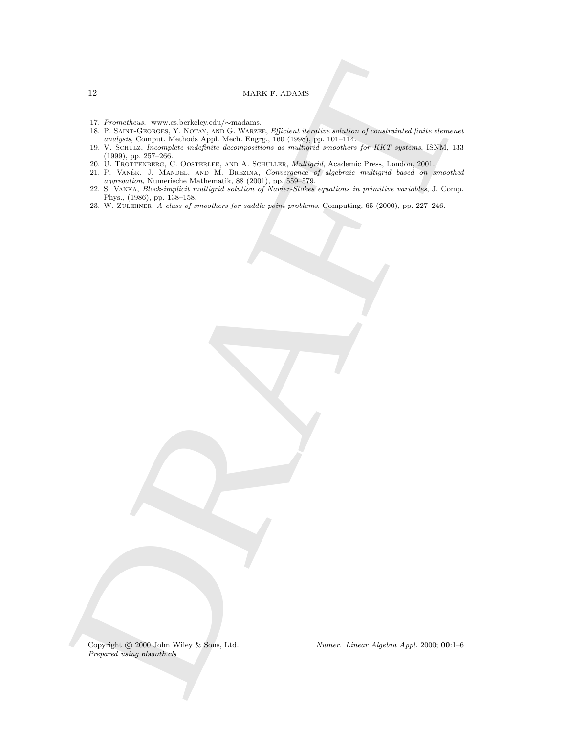17. *Prometheus*. www.cs.berkeley.edu/∼madams.
18. P. Saint-Georges, Y. Notay, and G. Warzee, *Efficient iterative solution of constrainted finite elemenet analysis*, Comput. Methods Appl. Mech. Engrg., 160 (1998), pp. 101–114.
19. V. Schulz, *Incomplete indefinite decompositions as multigrid smoothers for KKT systems*, ISNM, 133 (1999), pp. 257–266.
20. U. Trottenberg, C. Oosterlee, and A. Schüller, *Multigrid*, Academic Press, London, 2001.
21. P. Vaněk, J. Mandel, and M. Brezina, *Convergence of algebraic multigrid based on smoothed aggregation*, Numerische Mathematik, 88 (2001), pp. 559–579.
22. S. Vanka, *Block-implicit multigrid solution of Navier-Stokes equations in primitive variables*, J. Comp. Phys., (1986), pp. 138–158.
23. W. Zulehner, *A class of smoothers for saddle point problems*, Computing, 65 (2000), pp. 227–246.

Copyright © 2000 John Wiley & Sons, Ltd.
*Prepared using nlaauth.cls*